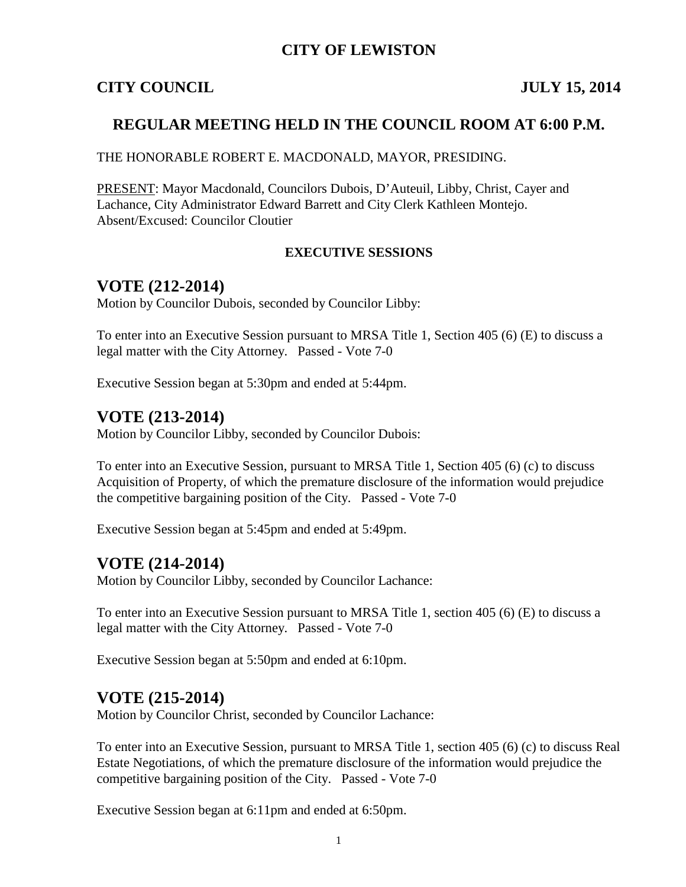# CITY OF LEWISTON

**CITY COUNCIL** **JULY 15, 2014**

## REGULAR MEETING HELD IN THE COUNCIL ROOM AT 6:00 P.M.

THE HONORABLE ROBERT E. MACDONALD, MAYOR, PRESIDING.

PRESENT: Mayor Macdonald, Councilors Dubois, D'Auteuil, Libby, Christ, Cayer and Lachance, City Administrator Edward Barrett and City Clerk Kathleen Montejo.
Absent/Excused: Councilor Cloutier

### EXECUTIVE SESSIONS

## VOTE (212-2014)

Motion by Councilor Dubois, seconded by Councilor Libby:

To enter into an Executive Session pursuant to MRSA Title 1, Section 405 (6) (E) to discuss a legal matter with the City Attorney. Passed - Vote 7-0

Executive Session began at 5:30pm and ended at 5:44pm.

## VOTE (213-2014)

Motion by Councilor Libby, seconded by Councilor Dubois:

To enter into an Executive Session, pursuant to MRSA Title 1, Section 405 (6) (c) to discuss Acquisition of Property, of which the premature disclosure of the information would prejudice the competitive bargaining position of the City. Passed - Vote 7-0

Executive Session began at 5:45pm and ended at 5:49pm.

## VOTE (214-2014)

Motion by Councilor Libby, seconded by Councilor Lachance:

To enter into an Executive Session pursuant to MRSA Title 1, section 405 (6) (E) to discuss a legal matter with the City Attorney. Passed - Vote 7-0

Executive Session began at 5:50pm and ended at 6:10pm.

## VOTE (215-2014)

Motion by Councilor Christ, seconded by Councilor Lachance:

To enter into an Executive Session, pursuant to MRSA Title 1, section 405 (6) (c) to discuss Real Estate Negotiations, of which the premature disclosure of the information would prejudice the competitive bargaining position of the City. Passed - Vote 7-0

Executive Session began at 6:11pm and ended at 6:50pm.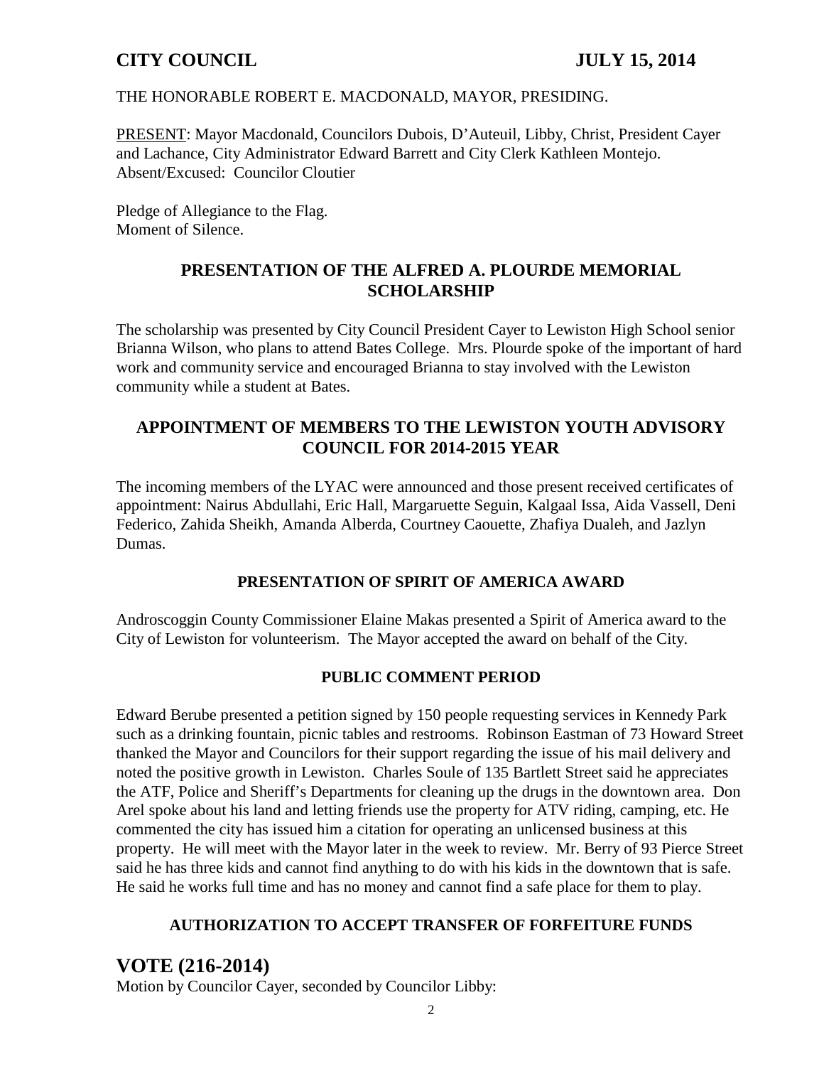# CITY COUNCIL JULY 15, 2014

THE HONORABLE ROBERT E. MACDONALD, MAYOR, PRESIDING.

PRESENT: Mayor Macdonald, Councilors Dubois, D'Auteuil, Libby, Christ, President Cayer and Lachance, City Administrator Edward Barrett and City Clerk Kathleen Montejo.
Absent/Excused: Councilor Cloutier

Pledge of Allegiance to the Flag.
Moment of Silence.

## PRESENTATION OF THE ALFRED A. PLOURDE MEMORIAL SCHOLARSHIP

The scholarship was presented by City Council President Cayer to Lewiston High School senior Brianna Wilson, who plans to attend Bates College. Mrs. Plourde spoke of the important of hard work and community service and encouraged Brianna to stay involved with the Lewiston community while a student at Bates.

## APPOINTMENT OF MEMBERS TO THE LEWISTON YOUTH ADVISORY COUNCIL FOR 2014-2015 YEAR

The incoming members of the LYAC were announced and those present received certificates of appointment: Nairus Abdullahi, Eric Hall, Margaruette Seguin, Kalgaal Issa, Aida Vassell, Deni Federico, Zahida Sheikh, Amanda Alberda, Courtney Caouette, Zhafiya Dualeh, and Jazlyn Dumas.

### PRESENTATION OF SPIRIT OF AMERICA AWARD

Androscoggin County Commissioner Elaine Makas presented a Spirit of America award to the City of Lewiston for volunteerism. The Mayor accepted the award on behalf of the City.

### PUBLIC COMMENT PERIOD

Edward Berube presented a petition signed by 150 people requesting services in Kennedy Park such as a drinking fountain, picnic tables and restrooms. Robinson Eastman of 73 Howard Street thanked the Mayor and Councilors for their support regarding the issue of his mail delivery and noted the positive growth in Lewiston. Charles Soule of 135 Bartlett Street said he appreciates the ATF, Police and Sheriff's Departments for cleaning up the drugs in the downtown area. Don Arel spoke about his land and letting friends use the property for ATV riding, camping, etc. He commented the city has issued him a citation for operating an unlicensed business at this property. He will meet with the Mayor later in the week to review. Mr. Berry of 93 Pierce Street said he has three kids and cannot find anything to do with his kids in the downtown that is safe. He said he works full time and has no money and cannot find a safe place for them to play.

### AUTHORIZATION TO ACCEPT TRANSFER OF FORFEITURE FUNDS

## VOTE (216-2014)

Motion by Councilor Cayer, seconded by Councilor Libby: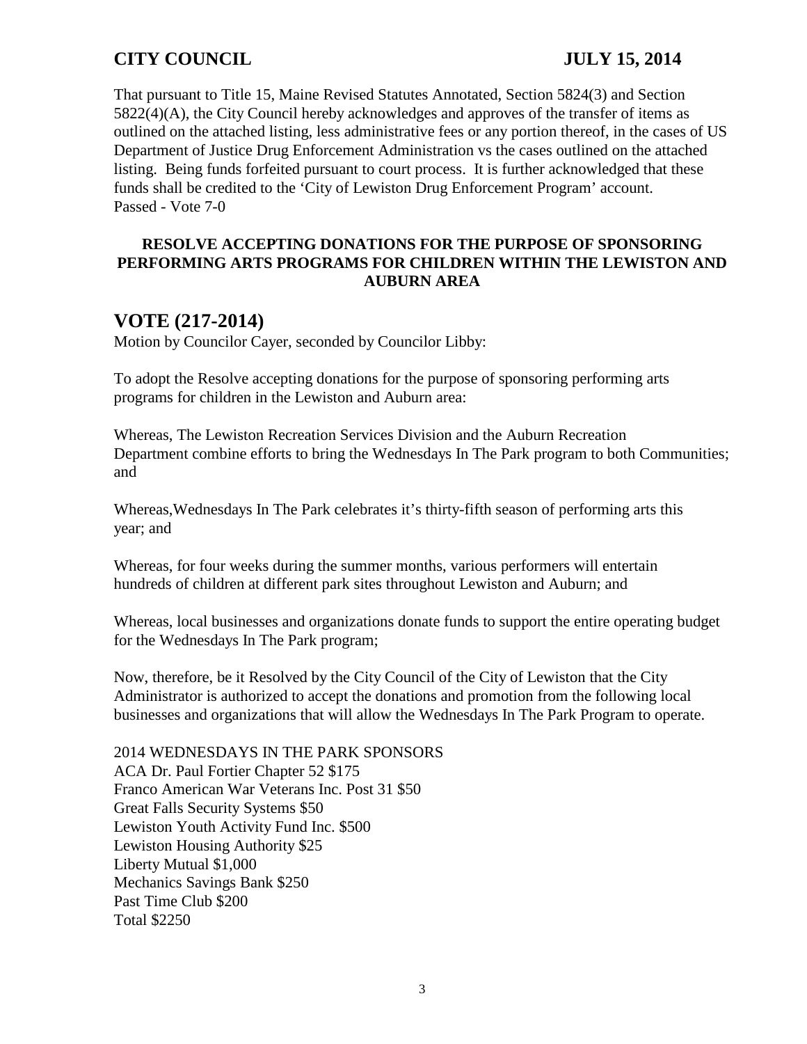That pursuant to Title 15, Maine Revised Statutes Annotated, Section 5824(3) and Section 5822(4)(A), the City Council hereby acknowledges and approves of the transfer of items as outlined on the attached listing, less administrative fees or any portion thereof, in the cases of US Department of Justice Drug Enforcement Administration vs the cases outlined on the attached listing. Being funds forfeited pursuant to court process. It is further acknowledged that these funds shall be credited to the 'City of Lewiston Drug Enforcement Program' account.
Passed - Vote 7-0

**RESOLVE ACCEPTING DONATIONS FOR THE PURPOSE OF SPONSORING PERFORMING ARTS PROGRAMS FOR CHILDREN WITHIN THE LEWISTON AND AUBURN AREA**

## VOTE (217-2014)

Motion by Councilor Cayer, seconded by Councilor Libby:

To adopt the Resolve accepting donations for the purpose of sponsoring performing arts programs for children in the Lewiston and Auburn area:

Whereas, The Lewiston Recreation Services Division and the Auburn Recreation Department combine efforts to bring the Wednesdays In The Park program to both Communities; and

Whereas,Wednesdays In The Park celebrates it's thirty-fifth season of performing arts this year; and

Whereas, for four weeks during the summer months, various performers will entertain hundreds of children at different park sites throughout Lewiston and Auburn; and

Whereas, local businesses and organizations donate funds to support the entire operating budget for the Wednesdays In The Park program;

Now, therefore, be it Resolved by the City Council of the City of Lewiston that the City Administrator is authorized to accept the donations and promotion from the following local businesses and organizations that will allow the Wednesdays In The Park Program to operate.

2014 WEDNESDAYS IN THE PARK SPONSORS
ACA Dr. Paul Fortier Chapter 52 $175
Franco American War Veterans Inc. Post 31 $50
Great Falls Security Systems $50
Lewiston Youth Activity Fund Inc. $500
Lewiston Housing Authority $25
Liberty Mutual $1,000
Mechanics Savings Bank $250
Past Time Club $200
Total $2250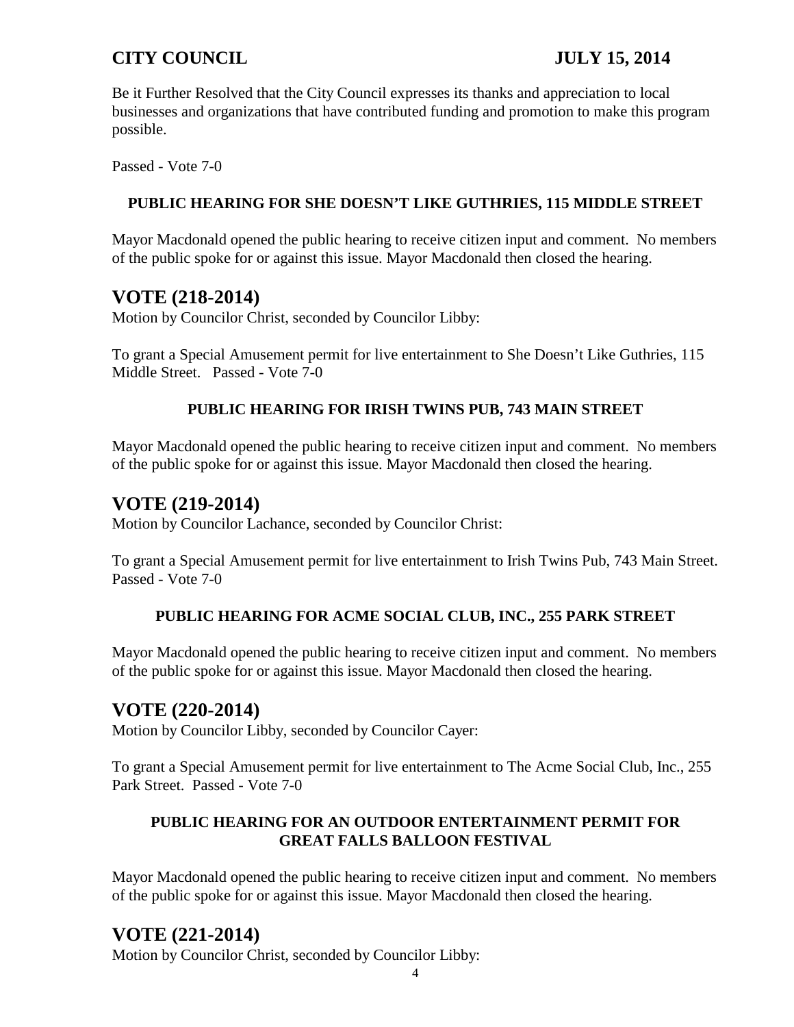Be it Further Resolved that the City Council expresses its thanks and appreciation to local businesses and organizations that have contributed funding and promotion to make this program possible.

Passed - Vote 7-0

### PUBLIC HEARING FOR SHE DOESN'T LIKE GUTHRIES, 115 MIDDLE STREET

Mayor Macdonald opened the public hearing to receive citizen input and comment. No members of the public spoke for or against this issue. Mayor Macdonald then closed the hearing.

## VOTE (218-2014)

Motion by Councilor Christ, seconded by Councilor Libby:

To grant a Special Amusement permit for live entertainment to She Doesn't Like Guthries, 115 Middle Street. Passed - Vote 7-0

### PUBLIC HEARING FOR IRISH TWINS PUB, 743 MAIN STREET

Mayor Macdonald opened the public hearing to receive citizen input and comment. No members of the public spoke for or against this issue. Mayor Macdonald then closed the hearing.

## VOTE (219-2014)

Motion by Councilor Lachance, seconded by Councilor Christ:

To grant a Special Amusement permit for live entertainment to Irish Twins Pub, 743 Main Street. Passed - Vote 7-0

### PUBLIC HEARING FOR ACME SOCIAL CLUB, INC., 255 PARK STREET

Mayor Macdonald opened the public hearing to receive citizen input and comment. No members of the public spoke for or against this issue. Mayor Macdonald then closed the hearing.

## VOTE (220-2014)

Motion by Councilor Libby, seconded by Councilor Cayer:

To grant a Special Amusement permit for live entertainment to The Acme Social Club, Inc., 255 Park Street. Passed - Vote 7-0

### PUBLIC HEARING FOR AN OUTDOOR ENTERTAINMENT PERMIT FOR GREAT FALLS BALLOON FESTIVAL

Mayor Macdonald opened the public hearing to receive citizen input and comment. No members of the public spoke for or against this issue. Mayor Macdonald then closed the hearing.

## VOTE (221-2014)

Motion by Councilor Christ, seconded by Councilor Libby: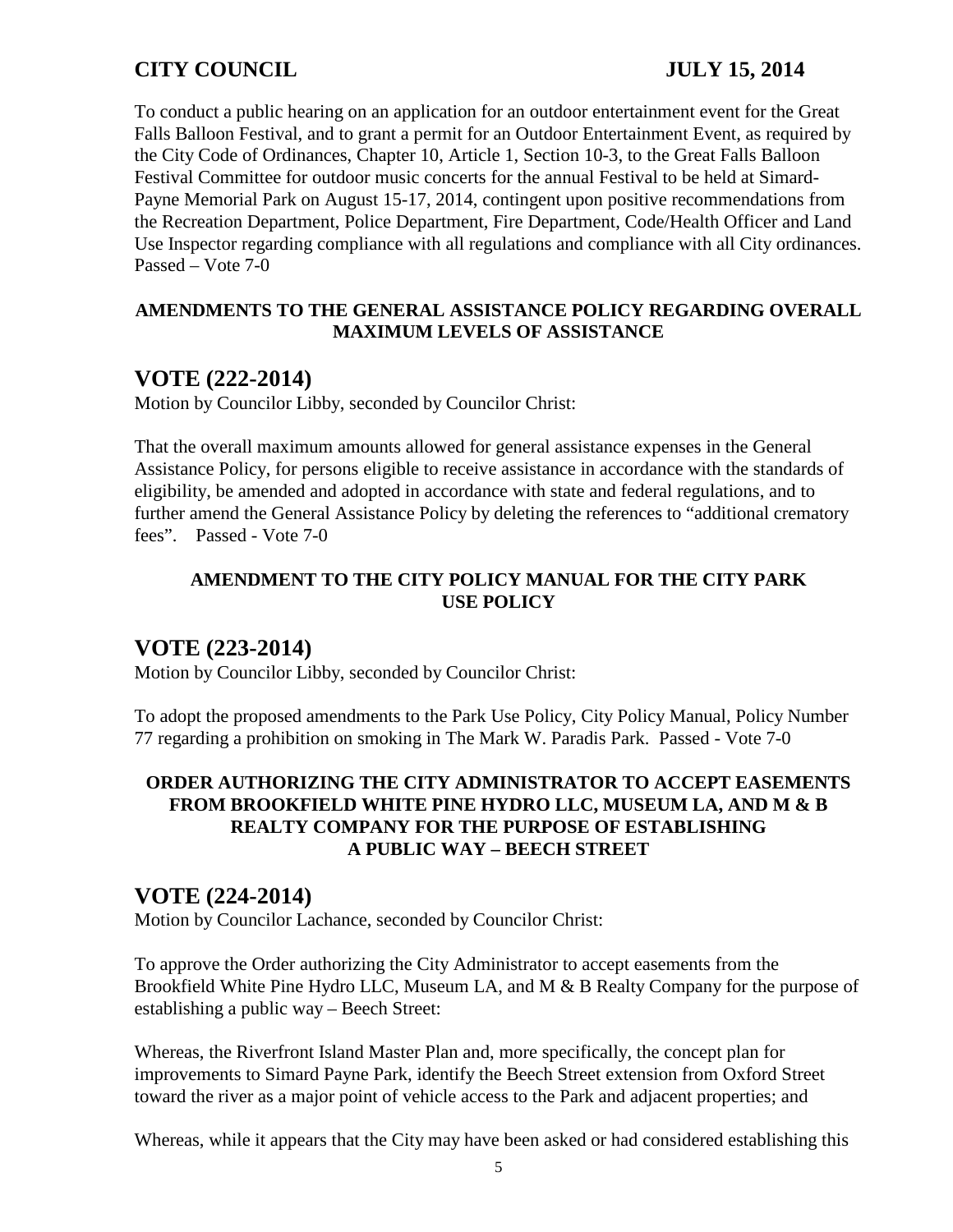To conduct a public hearing on an application for an outdoor entertainment event for the Great Falls Balloon Festival, and to grant a permit for an Outdoor Entertainment Event, as required by the City Code of Ordinances, Chapter 10, Article 1, Section 10-3, to the Great Falls Balloon Festival Committee for outdoor music concerts for the annual Festival to be held at Simard-Payne Memorial Park on August 15-17, 2014, contingent upon positive recommendations from the Recreation Department, Police Department, Fire Department, Code/Health Officer and Land Use Inspector regarding compliance with all regulations and compliance with all City ordinances. Passed – Vote 7-0

**AMENDMENTS TO THE GENERAL ASSISTANCE POLICY REGARDING OVERALL MAXIMUM LEVELS OF ASSISTANCE**

## VOTE (222-2014)

Motion by Councilor Libby, seconded by Councilor Christ:

That the overall maximum amounts allowed for general assistance expenses in the General Assistance Policy, for persons eligible to receive assistance in accordance with the standards of eligibility, be amended and adopted in accordance with state and federal regulations, and to further amend the General Assistance Policy by deleting the references to "additional crematory fees". Passed - Vote 7-0

**AMENDMENT TO THE CITY POLICY MANUAL FOR THE CITY PARK USE POLICY**

## VOTE (223-2014)

Motion by Councilor Libby, seconded by Councilor Christ:

To adopt the proposed amendments to the Park Use Policy, City Policy Manual, Policy Number 77 regarding a prohibition on smoking in The Mark W. Paradis Park. Passed - Vote 7-0

**ORDER AUTHORIZING THE CITY ADMINISTRATOR TO ACCEPT EASEMENTS FROM BROOKFIELD WHITE PINE HYDRO LLC, MUSEUM LA, AND M & B REALTY COMPANY FOR THE PURPOSE OF ESTABLISHING A PUBLIC WAY – BEECH STREET**

## VOTE (224-2014)

Motion by Councilor Lachance, seconded by Councilor Christ:

To approve the Order authorizing the City Administrator to accept easements from the Brookfield White Pine Hydro LLC, Museum LA, and M & B Realty Company for the purpose of establishing a public way – Beech Street:

Whereas, the Riverfront Island Master Plan and, more specifically, the concept plan for improvements to Simard Payne Park, identify the Beech Street extension from Oxford Street toward the river as a major point of vehicle access to the Park and adjacent properties; and

Whereas, while it appears that the City may have been asked or had considered establishing this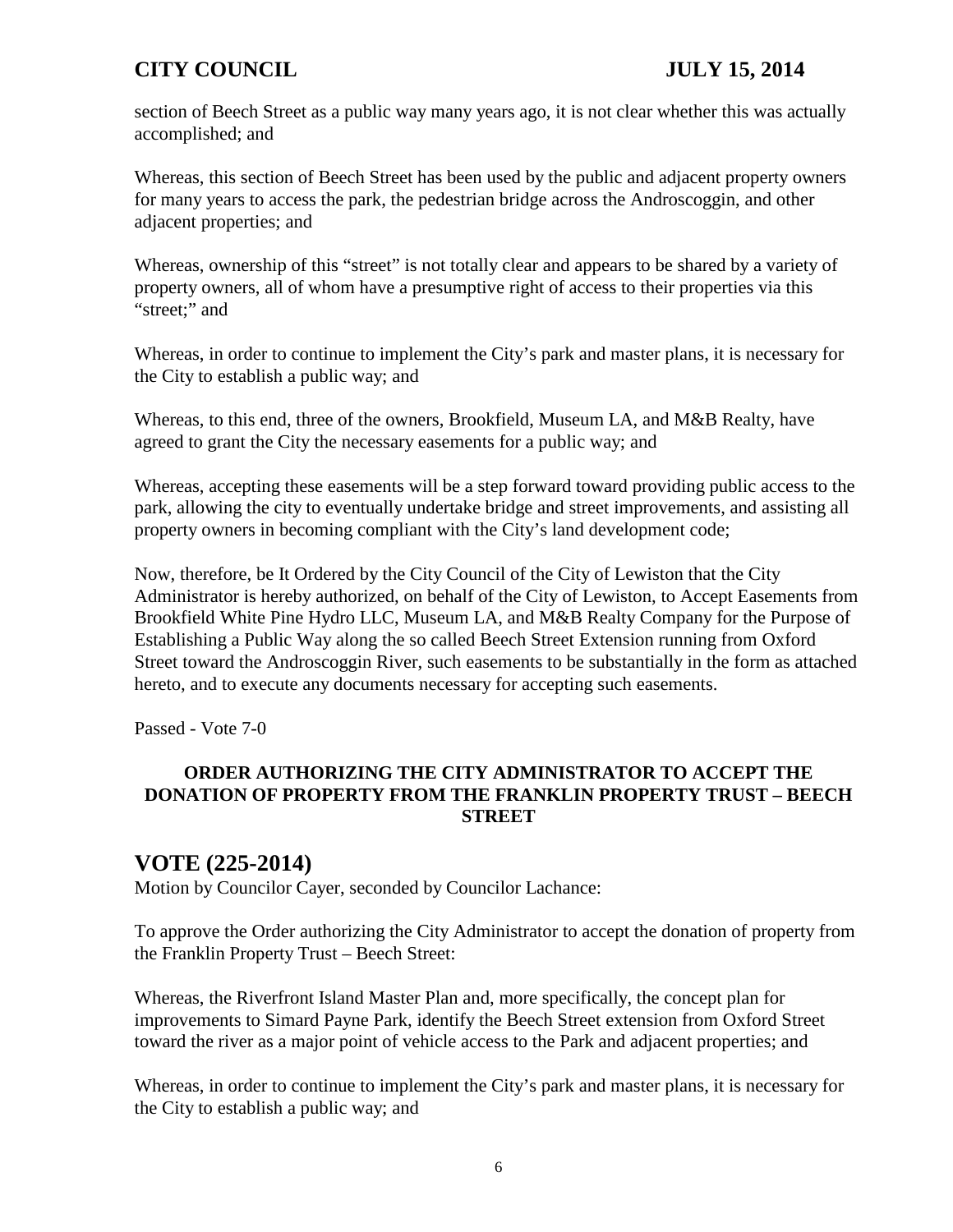section of Beech Street as a public way many years ago, it is not clear whether this was actually accomplished; and

Whereas, this section of Beech Street has been used by the public and adjacent property owners for many years to access the park, the pedestrian bridge across the Androscoggin, and other adjacent properties; and

Whereas, ownership of this "street" is not totally clear and appears to be shared by a variety of property owners, all of whom have a presumptive right of access to their properties via this "street;" and

Whereas, in order to continue to implement the City's park and master plans, it is necessary for the City to establish a public way; and

Whereas, to this end, three of the owners, Brookfield, Museum LA, and M&B Realty, have agreed to grant the City the necessary easements for a public way; and

Whereas, accepting these easements will be a step forward toward providing public access to the park, allowing the city to eventually undertake bridge and street improvements, and assisting all property owners in becoming compliant with the City's land development code;

Now, therefore, be It Ordered by the City Council of the City of Lewiston that the City Administrator is hereby authorized, on behalf of the City of Lewiston, to Accept Easements from Brookfield White Pine Hydro LLC, Museum LA, and M&B Realty Company for the Purpose of Establishing a Public Way along the so called Beech Street Extension running from Oxford Street toward the Androscoggin River, such easements to be substantially in the form as attached hereto, and to execute any documents necessary for accepting such easements.

Passed - Vote 7-0

**ORDER AUTHORIZING THE CITY ADMINISTRATOR TO ACCEPT THE DONATION OF PROPERTY FROM THE FRANKLIN PROPERTY TRUST – BEECH STREET**

## VOTE (225-2014)

Motion by Councilor Cayer, seconded by Councilor Lachance:

To approve the Order authorizing the City Administrator to accept the donation of property from the Franklin Property Trust – Beech Street:

Whereas, the Riverfront Island Master Plan and, more specifically, the concept plan for improvements to Simard Payne Park, identify the Beech Street extension from Oxford Street toward the river as a major point of vehicle access to the Park and adjacent properties; and

Whereas, in order to continue to implement the City's park and master plans, it is necessary for the City to establish a public way; and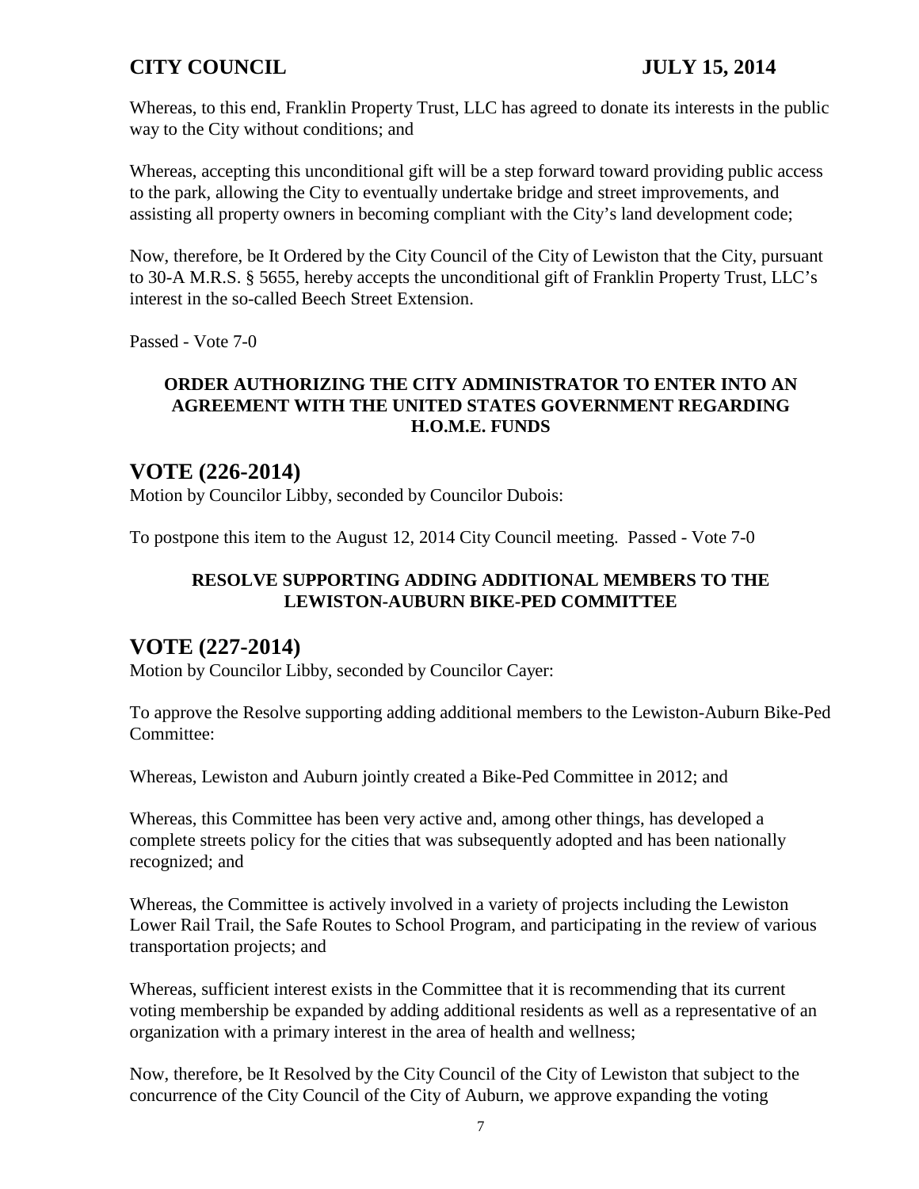Whereas, to this end, Franklin Property Trust, LLC has agreed to donate its interests in the public way to the City without conditions; and

Whereas, accepting this unconditional gift will be a step forward toward providing public access to the park, allowing the City to eventually undertake bridge and street improvements, and assisting all property owners in becoming compliant with the City's land development code;

Now, therefore, be It Ordered by the City Council of the City of Lewiston that the City, pursuant to 30-A M.R.S. § 5655, hereby accepts the unconditional gift of Franklin Property Trust, LLC's interest in the so-called Beech Street Extension.

Passed - Vote 7-0

**ORDER AUTHORIZING THE CITY ADMINISTRATOR TO ENTER INTO AN AGREEMENT WITH THE UNITED STATES GOVERNMENT REGARDING H.O.M.E. FUNDS**

## VOTE (226-2014)

Motion by Councilor Libby, seconded by Councilor Dubois:

To postpone this item to the August 12, 2014 City Council meeting. Passed - Vote 7-0

**RESOLVE SUPPORTING ADDING ADDITIONAL MEMBERS TO THE LEWISTON-AUBURN BIKE-PED COMMITTEE**

## VOTE (227-2014)

Motion by Councilor Libby, seconded by Councilor Cayer:

To approve the Resolve supporting adding additional members to the Lewiston-Auburn Bike-Ped Committee:

Whereas, Lewiston and Auburn jointly created a Bike-Ped Committee in 2012; and

Whereas, this Committee has been very active and, among other things, has developed a complete streets policy for the cities that was subsequently adopted and has been nationally recognized; and

Whereas, the Committee is actively involved in a variety of projects including the Lewiston Lower Rail Trail, the Safe Routes to School Program, and participating in the review of various transportation projects; and

Whereas, sufficient interest exists in the Committee that it is recommending that its current voting membership be expanded by adding additional residents as well as a representative of an organization with a primary interest in the area of health and wellness;

Now, therefore, be It Resolved by the City Council of the City of Lewiston that subject to the concurrence of the City Council of the City of Auburn, we approve expanding the voting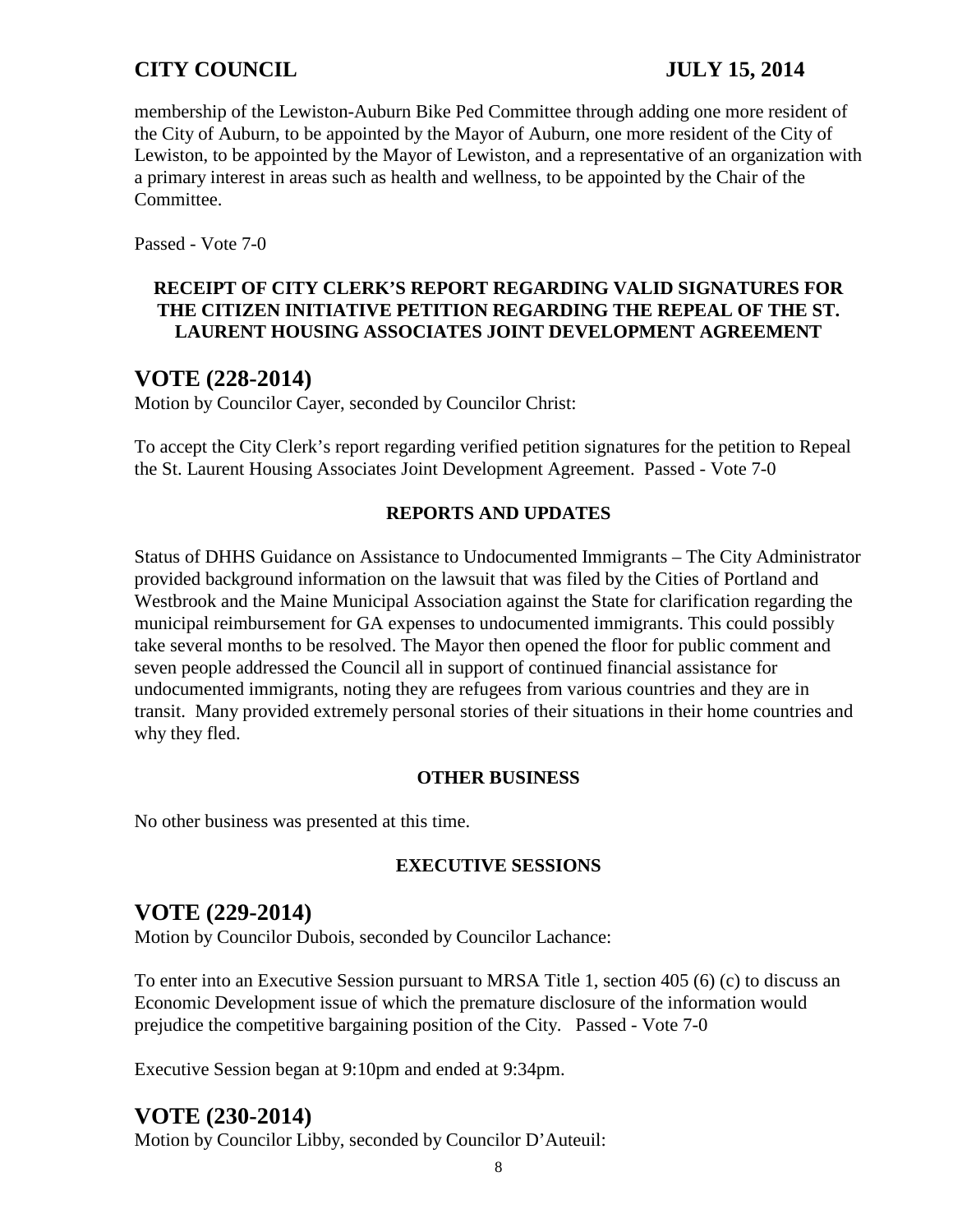membership of the Lewiston-Auburn Bike Ped Committee through adding one more resident of the City of Auburn, to be appointed by the Mayor of Auburn, one more resident of the City of Lewiston, to be appointed by the Mayor of Lewiston, and a representative of an organization with a primary interest in areas such as health and wellness, to be appointed by the Chair of the Committee.

Passed - Vote 7-0

**RECEIPT OF CITY CLERK'S REPORT REGARDING VALID SIGNATURES FOR THE CITIZEN INITIATIVE PETITION REGARDING THE REPEAL OF THE ST. LAURENT HOUSING ASSOCIATES JOINT DEVELOPMENT AGREEMENT**

## VOTE (228-2014)

Motion by Councilor Cayer, seconded by Councilor Christ:

To accept the City Clerk's report regarding verified petition signatures for the petition to Repeal the St. Laurent Housing Associates Joint Development Agreement. Passed - Vote 7-0

**REPORTS AND UPDATES**

Status of DHHS Guidance on Assistance to Undocumented Immigrants – The City Administrator provided background information on the lawsuit that was filed by the Cities of Portland and Westbrook and the Maine Municipal Association against the State for clarification regarding the municipal reimbursement for GA expenses to undocumented immigrants. This could possibly take several months to be resolved. The Mayor then opened the floor for public comment and seven people addressed the Council all in support of continued financial assistance for undocumented immigrants, noting they are refugees from various countries and they are in transit. Many provided extremely personal stories of their situations in their home countries and why they fled.

**OTHER BUSINESS**

No other business was presented at this time.

**EXECUTIVE SESSIONS**

## VOTE (229-2014)

Motion by Councilor Dubois, seconded by Councilor Lachance:

To enter into an Executive Session pursuant to MRSA Title 1, section 405 (6) (c) to discuss an Economic Development issue of which the premature disclosure of the information would prejudice the competitive bargaining position of the City. Passed - Vote 7-0

Executive Session began at 9:10pm and ended at 9:34pm.

## VOTE (230-2014)

Motion by Councilor Libby, seconded by Councilor D'Auteuil: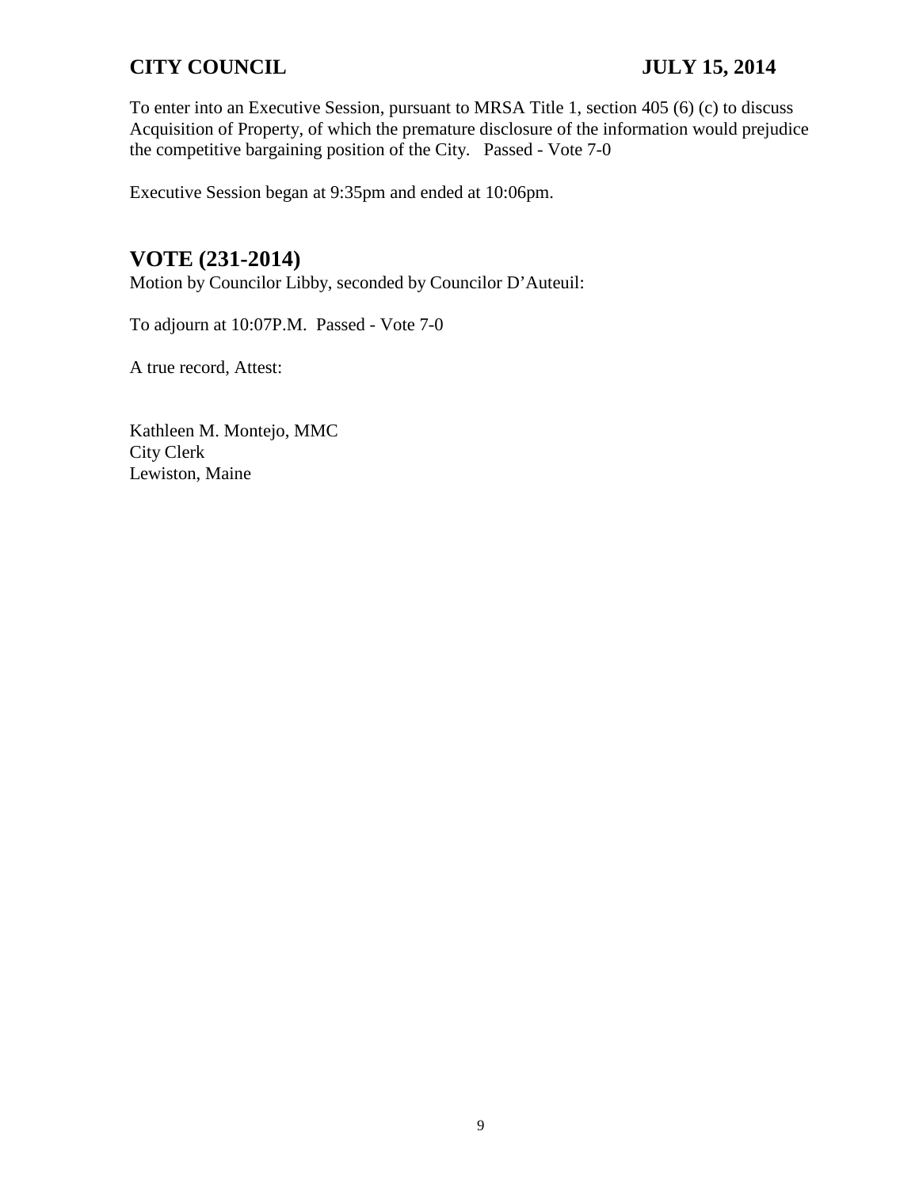To enter into an Executive Session, pursuant to MRSA Title 1, section 405 (6) (c) to discuss Acquisition of Property, of which the premature disclosure of the information would prejudice the competitive bargaining position of the City. Passed - Vote 7-0

Executive Session began at 9:35pm and ended at 10:06pm.

## VOTE (231-2014)

Motion by Councilor Libby, seconded by Councilor D'Auteuil:

To adjourn at 10:07P.M. Passed - Vote 7-0

A true record, Attest:

Kathleen M. Montejo, MMC
City Clerk
Lewiston, Maine